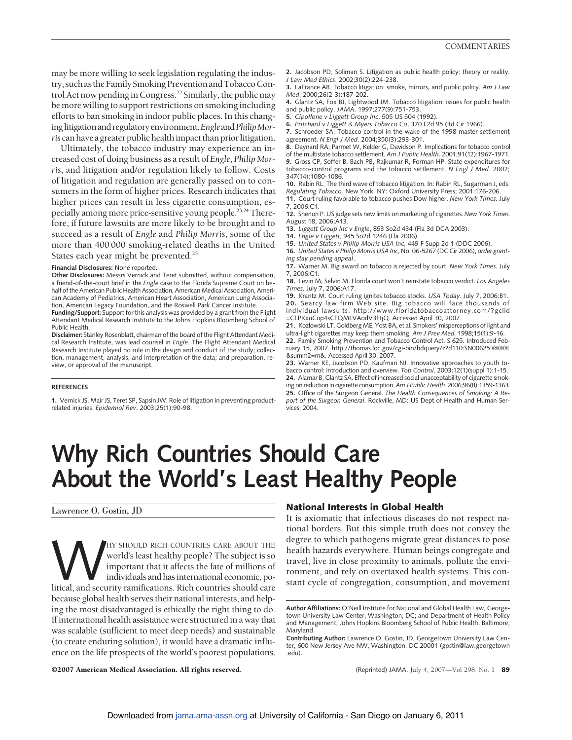may be more willing to seek legislation regulating the industry, such as the Family Smoking Prevention and Tobacco Control Act now pending in Congress.[22] Similarly, the public may be more willing to support restrictions on smoking including efforts to ban smoking in indoor public places. In this changing litigation and regulatory environment, *Engle* and *Philip Morris* can have a greater public health impact than prior litigation.

Ultimately, the tobacco industry may experience an increased cost of doing business as a result of *Engle*, *Philip Morris*, and litigation and/or regulation likely to follow. Costs of litigation and regulation are generally passed on to consumers in the form of higher prices. Research indicates that higher prices can result in less cigarette consumption, especially among more price-sensitive young people.[23,24] Therefore, if future lawsuits are more likely to be brought and to succeed as a result of *Engle* and *Philip Morris*, some of the more than 400 000 smoking-related deaths in the United States each year might be prevented.[25]

**Financial Disclosures:** None reported.

**Other Disclosures:** Messrs Vernick and Teret submitted, without compensation, a friend-of-the-court brief in the *Engle* case to the Florida Supreme Court on behalf of the American Public Health Association, American Medical Association, American Academy of Pediatrics, American Heart Association, American Lung Association, American Legacy Foundation, and the Roswell Park Cancer Institute.

**Funding/Support:** Support for this analysis was provided by a grant from the Flight Attendant Medical Research Institute to the Johns Hopkins Bloomberg School of Public Health.

**Disclaimer:** Stanley Rosenblatt, chairman of the board of the Flight Attendant Medical Research Institute, was lead counsel in *Engle*. The Flight Attendant Medical Research Institute played no role in the design and conduct of the study; collection, management, analysis, and interpretation of the data; and preparation, review, or approval of the manuscript.

## REFERENCES

1. Vernick JS, Mair JS, Teret SP, Sapsin JW. Role of litigation in preventing product-related injuries. *Epidemiol Rev*. 2003;25(1):90-98.
2. Jacobson PD, Soliman S. Litigation as public health policy: theory or reality. *J Law Med Ethics*. 2002;30(2):224-238.
3. LaFrance AB. Tobacco litigation: smoke, mirrors, and public policy. *Am J Law Med*. 2000;26(2-3):187-202.
4. Glantz SA, Fox BJ, Lightwood JM. Tobacco litigation: issues for public health and public policy. *JAMA*. 1997;277(9):751-753.
5. *Cipollone v Liggett Group Inc*, 505 US 504 (1992).
6. *Pritchard v Liggett & Myers Tobacco Co*, 370 F2d 95 (3d Cir 1966).
7. Schroeder SA. Tobacco control in the wake of the 1998 master settlement agreement. *N Engl J Med*. 2004;350(3):293-301.
8. Daynard RA, Parmet W, Kelder G, Davidson P. Implications for tobacco control of the multistate tobacco settlement. *Am J Public Health*. 2001;91(12):1967-1971.
9. Gross CP, Soffer B, Bach PB, Rajkumar R, Forman HP. State expenditures for tobacco-control programs and the tobacco settlement. *N Engl J Med*. 2002;347(14):1080-1086.
10. Rabin RL. The third wave of tobacco litigation. In: Rabin RL, Sugarman J, eds. *Regulating Tobacco.* New York, NY: Oxford University Press; 2001:176-206.
11. Court ruling favorable to tobacco pushes Dow higher. *New York Times.* July 7, 2006:C1.
12. Shenon P. US judge sets new limits on marketing of cigarettes. *New York Times.* August 18, 2006:A13.
13. *Liggett Group Inc v Engle*, 853 So2d 434 (Fla 3d DCA 2003).
14. *Engle v Liggett*, 945 So2d 1246 (Fla 2006).
15. *United States v Philip Morris USA Inc*, 449 F Supp 2d 1 (DDC 2006).
16. *United States v Philip Morris USA Inc*, No. 06-5267 (DC Cir 2006), *order granting stay pending appeal*.
17. Warner M. Big award on tobacco is rejected by court. *New York Times.* July 7, 2006:C1.
18. Levin M, Selvin M. Florida court won't reinstate tobacco verdict. *Los Angeles Times.* July 7, 2006:A17.
19. Krantz M. Court ruling ignites tobacco stocks. *USA Today.* July 7, 2006:B1.
20. Searcy law firm Web site. Big tobacco will face thousands of individual lawsuits. http://www.floridatobaccoattorney.com/?gclid=CLPKxuCop4sCFQMLVAodV3FtjQ. Accessed April 30, 2007.
21. Kozlowski LT, Goldberg ME, Yost BA, et al. Smokers' misperceptions of light and ultra-light cigarettes may keep them smoking. *Am J Prev Med*. 1998;15(1):9-16.
22. Family Smoking Prevention and Tobacco Control Act. S 625. Introduced February 15, 2007. http://thomas.loc.gov/cgi-bin/bdquery/z?d110:SN00625:@@@L&summ2=m&. Accessed April 30, 2007.
23. Warner KE, Jacobson PD, Kaufman NJ. Innovative approaches to youth tobacco control: introduction and overview. *Tob Control*. 2003;12(1)(suppl 1):1-15.
24. Alamar B, Glantz SA. Effect of increased social unacceptability of cigarette smoking on reduction in cigarette consumption. *Am J Public Health*. 2006;96(8):1359-1363.
25. Office of the Surgeon General. *The Health Consequences of Smoking: A Report of the Surgeon General.* Rockville, MD: US Dept of Health and Human Services; 2004.

# Why Rich Countries Should Care About the World's Least Healthy People

Lawrence O. Gostin, JD

WHY SHOULD RICH COUNTRIES CARE ABOUT THE world's least healthy people? The subject is so important that it affects the fate of millions of individuals and has international economic, political, and security ramifications. Rich countries should care because global health serves their national interests, and helping the most disadvantaged is ethically the right thing to do. If international health assistance were structured in a way that was scalable (sufficient to meet deep needs) and sustainable (to create enduring solution), it would have a dramatic influence on the life prospects of the world's poorest populations.

## National Interests in Global Health

It is axiomatic that infectious diseases do not respect national borders. But this simple truth does not convey the degree to which pathogens migrate great distances to pose health hazards everywhere. Human beings congregate and travel, live in close proximity to animals, pollute the environment, and rely on overtaxed health systems. This constant cycle of congregation, consumption, and movement

**Author Affiliations:** O'Neill Institute for National and Global Health Law, Georgetown University Law Center, Washington, DC; and Department of Health Policy and Management, Johns Hopkins Bloomberg School of Public Health, Baltimore, Maryland.

**Contributing Author:** Lawrence O. Gostin, JD, Georgetown University Law Center, 600 New Jersey Ave NW, Washington, DC 20001 (gostin@law.georgetown.edu).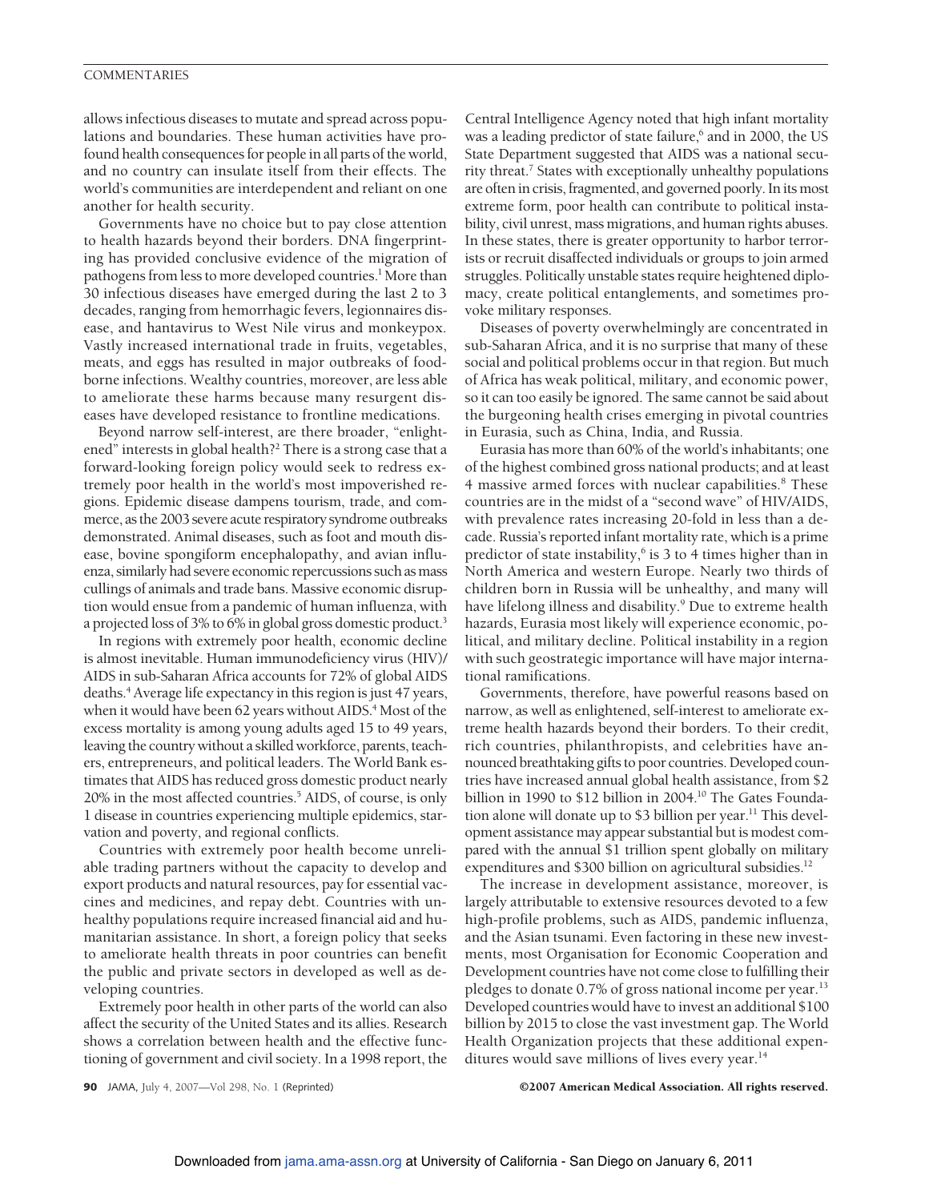allows infectious diseases to mutate and spread across populations and boundaries. These human activities have profound health consequences for people in all parts of the world, and no country can insulate itself from their effects. The world's communities are interdependent and reliant on one another for health security.

Governments have no choice but to pay close attention to health hazards beyond their borders. DNA fingerprinting has provided conclusive evidence of the migration of pathogens from less to more developed countries.[1] More than 30 infectious diseases have emerged during the last 2 to 3 decades, ranging from hemorrhagic fevers, legionnaires disease, and hantavirus to West Nile virus and monkeypox. Vastly increased international trade in fruits, vegetables, meats, and eggs has resulted in major outbreaks of foodborne infections. Wealthy countries, moreover, are less able to ameliorate these harms because many resurgent diseases have developed resistance to frontline medications.

Beyond narrow self-interest, are there broader, "enlightened" interests in global health?[2] There is a strong case that a forward-looking foreign policy would seek to redress extremely poor health in the world's most impoverished regions. Epidemic disease dampens tourism, trade, and commerce, as the 2003 severe acute respiratory syndrome outbreaks demonstrated. Animal diseases, such as foot and mouth disease, bovine spongiform encephalopathy, and avian influenza, similarly had severe economic repercussions such as mass cullings of animals and trade bans. Massive economic disruption would ensue from a pandemic of human influenza, with a projected loss of 3% to 6% in global gross domestic product.[3]

In regions with extremely poor health, economic decline is almost inevitable. Human immunodeficiency virus (HIV)/AIDS in sub-Saharan Africa accounts for 72% of global AIDS deaths.[4] Average life expectancy in this region is just 47 years, when it would have been 62 years without AIDS.[4] Most of the excess mortality is among young adults aged 15 to 49 years, leaving the country without a skilled workforce, parents, teachers, entrepreneurs, and political leaders. The World Bank estimates that AIDS has reduced gross domestic product nearly 20% in the most affected countries.[5] AIDS, of course, is only 1 disease in countries experiencing multiple epidemics, starvation and poverty, and regional conflicts.

Countries with extremely poor health become unreliable trading partners without the capacity to develop and export products and natural resources, pay for essential vaccines and medicines, and repay debt. Countries with unhealthy populations require increased financial aid and humanitarian assistance. In short, a foreign policy that seeks to ameliorate health threats in poor countries can benefit the public and private sectors in developed as well as developing countries.

Extremely poor health in other parts of the world can also affect the security of the United States and its allies. Research shows a correlation between health and the effective functioning of government and civil society. In a 1998 report, the Central Intelligence Agency noted that high infant mortality was a leading predictor of state failure,[6] and in 2000, the US State Department suggested that AIDS was a national security threat.[7] States with exceptionally unhealthy populations are often in crisis, fragmented, and governed poorly. In its most extreme form, poor health can contribute to political instability, civil unrest, mass migrations, and human rights abuses. In these states, there is greater opportunity to harbor terrorists or recruit disaffected individuals or groups to join armed struggles. Politically unstable states require heightened diplomacy, create political entanglements, and sometimes provoke military responses.

Diseases of poverty overwhelmingly are concentrated in sub-Saharan Africa, and it is no surprise that many of these social and political problems occur in that region. But much of Africa has weak political, military, and economic power, so it can too easily be ignored. The same cannot be said about the burgeoning health crises emerging in pivotal countries in Eurasia, such as China, India, and Russia.

Eurasia has more than 60% of the world's inhabitants; one of the highest combined gross national products; and at least 4 massive armed forces with nuclear capabilities.[8] These countries are in the midst of a "second wave" of HIV/AIDS, with prevalence rates increasing 20-fold in less than a decade. Russia's reported infant mortality rate, which is a prime predictor of state instability,[6] is 3 to 4 times higher than in North America and western Europe. Nearly two thirds of children born in Russia will be unhealthy, and many will have lifelong illness and disability.[9] Due to extreme health hazards, Eurasia most likely will experience economic, political, and military decline. Political instability in a region with such geostrategic importance will have major international ramifications.

Governments, therefore, have powerful reasons based on narrow, as well as enlightened, self-interest to ameliorate extreme health hazards beyond their borders. To their credit, rich countries, philanthropists, and celebrities have announced breathtaking gifts to poor countries. Developed countries have increased annual global health assistance, from $2 billion in 1990 to $12 billion in 2004.[10] The Gates Foundation alone will donate up to $3 billion per year.[11] This development assistance may appear substantial but is modest compared with the annual $1 trillion spent globally on military expenditures and $300 billion on agricultural subsidies.[12]

The increase in development assistance, moreover, is largely attributable to extensive resources devoted to a few high-profile problems, such as AIDS, pandemic influenza, and the Asian tsunami. Even factoring in these new investments, most Organisation for Economic Cooperation and Development countries have not come close to fulfilling their pledges to donate 0.7% of gross national income per year.[13] Developed countries would have to invest an additional $100 billion by 2015 to close the vast investment gap. The World Health Organization projects that these additional expenditures would save millions of lives every year.[14]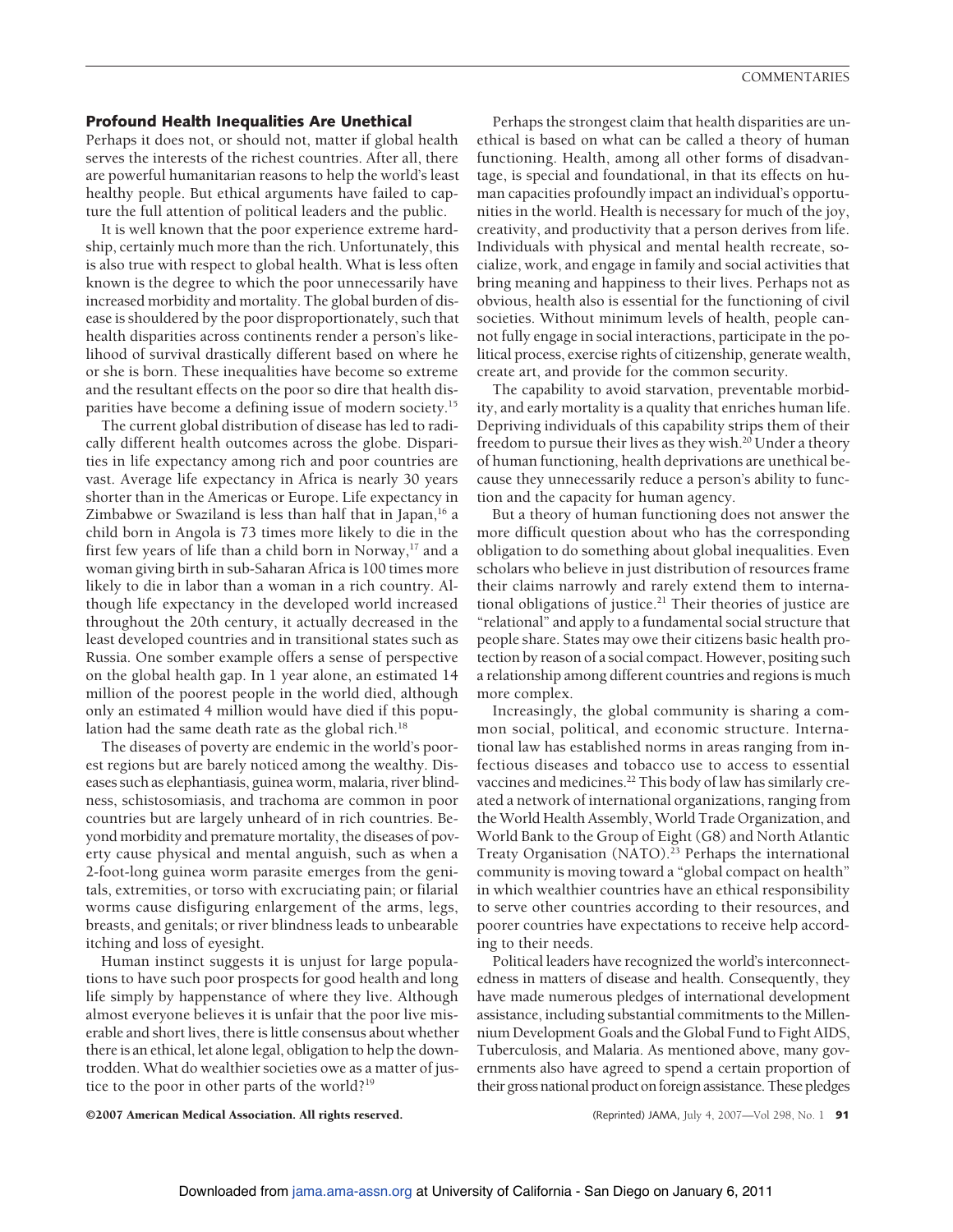## Profound Health Inequalities Are Unethical

Perhaps it does not, or should not, matter if global health serves the interests of the richest countries. After all, there are powerful humanitarian reasons to help the world's least healthy people. But ethical arguments have failed to capture the full attention of political leaders and the public.

It is well known that the poor experience extreme hardship, certainly much more than the rich. Unfortunately, this is also true with respect to global health. What is less often known is the degree to which the poor unnecessarily have increased morbidity and mortality. The global burden of disease is shouldered by the poor disproportionately, such that health disparities across continents render a person's likelihood of survival drastically different based on where he or she is born. These inequalities have become so extreme and the resultant effects on the poor so dire that health disparities have become a defining issue of modern society.[15]

The current global distribution of disease has led to radically different health outcomes across the globe. Disparities in life expectancy among rich and poor countries are vast. Average life expectancy in Africa is nearly 30 years shorter than in the Americas or Europe. Life expectancy in Zimbabwe or Swaziland is less than half that in Japan,[16] a child born in Angola is 73 times more likely to die in the first few years of life than a child born in Norway,[17] and a woman giving birth in sub-Saharan Africa is 100 times more likely to die in labor than a woman in a rich country. Although life expectancy in the developed world increased throughout the 20th century, it actually decreased in the least developed countries and in transitional states such as Russia. One somber example offers a sense of perspective on the global health gap. In 1 year alone, an estimated 14 million of the poorest people in the world died, although only an estimated 4 million would have died if this population had the same death rate as the global rich.[18]

The diseases of poverty are endemic in the world's poorest regions but are barely noticed among the wealthy. Diseases such as elephantiasis, guinea worm, malaria, river blindness, schistosomiasis, and trachoma are common in poor countries but are largely unheard of in rich countries. Beyond morbidity and premature mortality, the diseases of poverty cause physical and mental anguish, such as when a 2-foot-long guinea worm parasite emerges from the genitals, extremities, or torso with excruciating pain; or filarial worms cause disfiguring enlargement of the arms, legs, breasts, and genitals; or river blindness leads to unbearable itching and loss of eyesight.

Human instinct suggests it is unjust for large populations to have such poor prospects for good health and long life simply by happenstance of where they live. Although almost everyone believes it is unfair that the poor live miserable and short lives, there is little consensus about whether there is an ethical, let alone legal, obligation to help the downtrodden. What do wealthier societies owe as a matter of justice to the poor in other parts of the world?[19]

Perhaps the strongest claim that health disparities are unethical is based on what can be called a theory of human functioning. Health, among all other forms of disadvantage, is special and foundational, in that its effects on human capacities profoundly impact an individual's opportunities in the world. Health is necessary for much of the joy, creativity, and productivity that a person derives from life. Individuals with physical and mental health recreate, socialize, work, and engage in family and social activities that bring meaning and happiness to their lives. Perhaps not as obvious, health also is essential for the functioning of civil societies. Without minimum levels of health, people cannot fully engage in social interactions, participate in the political process, exercise rights of citizenship, generate wealth, create art, and provide for the common security.

The capability to avoid starvation, preventable morbidity, and early mortality is a quality that enriches human life. Depriving individuals of this capability strips them of their freedom to pursue their lives as they wish.[20] Under a theory of human functioning, health deprivations are unethical because they unnecessarily reduce a person's ability to function and the capacity for human agency.

But a theory of human functioning does not answer the more difficult question about who has the corresponding obligation to do something about global inequalities. Even scholars who believe in just distribution of resources frame their claims narrowly and rarely extend them to international obligations of justice.[21] Their theories of justice are "relational" and apply to a fundamental social structure that people share. States may owe their citizens basic health protection by reason of a social compact. However, positing such a relationship among different countries and regions is much more complex.

Increasingly, the global community is sharing a common social, political, and economic structure. International law has established norms in areas ranging from infectious diseases and tobacco use to access to essential vaccines and medicines.[22] This body of law has similarly created a network of international organizations, ranging from the World Health Assembly, World Trade Organization, and World Bank to the Group of Eight (G8) and North Atlantic Treaty Organisation (NATO).[23] Perhaps the international community is moving toward a "global compact on health" in which wealthier countries have an ethical responsibility to serve other countries according to their resources, and poorer countries have expectations to receive help according to their needs.

Political leaders have recognized the world's interconnectedness in matters of disease and health. Consequently, they have made numerous pledges of international development assistance, including substantial commitments to the Millennium Development Goals and the Global Fund to Fight AIDS, Tuberculosis, and Malaria. As mentioned above, many governments also have agreed to spend a certain proportion of their gross national product on foreign assistance. These pledges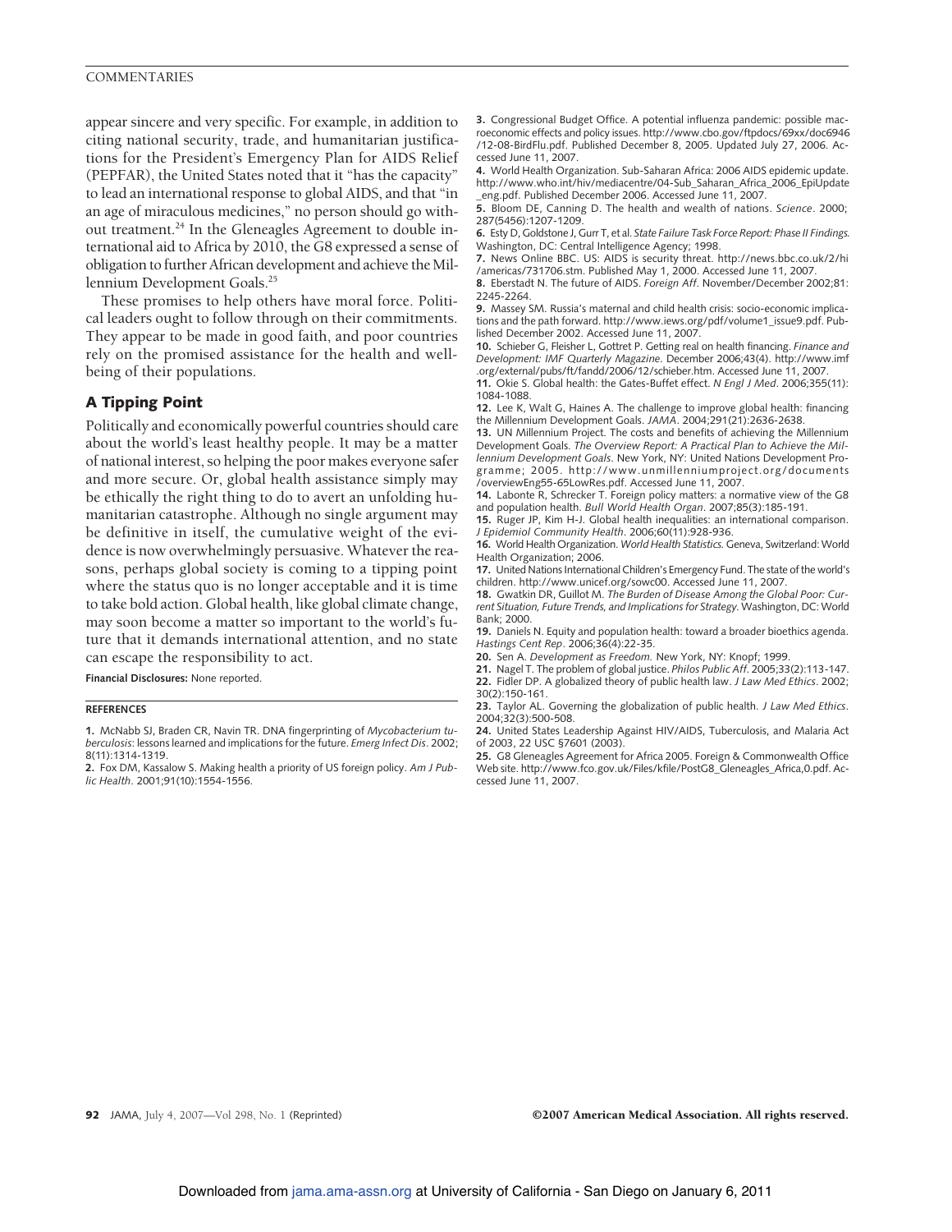appear sincere and very specific. For example, in addition to citing national security, trade, and humanitarian justifications for the President's Emergency Plan for AIDS Relief (PEPFAR), the United States noted that it "has the capacity" to lead an international response to global AIDS, and that "in an age of miraculous medicines," no person should go without treatment.[24] In the Gleneagles Agreement to double international aid to Africa by 2010, the G8 expressed a sense of obligation to further African development and achieve the Millennium Development Goals.[25]

These promises to help others have moral force. Political leaders ought to follow through on their commitments. They appear to be made in good faith, and poor countries rely on the promised assistance for the health and well-being of their populations.

## A Tipping Point

Politically and economically powerful countries should care about the world's least healthy people. It may be a matter of national interest, so helping the poor makes everyone safer and more secure. Or, global health assistance simply may be ethically the right thing to do to avert an unfolding humanitarian catastrophe. Although no single argument may be definitive in itself, the cumulative weight of the evidence is now overwhelmingly persuasive. Whatever the reasons, perhaps global society is coming to a tipping point where the status quo is no longer acceptable and it is time to take bold action. Global health, like global climate change, may soon become a matter so important to the world's future that it demands international attention, and no state can escape the responsibility to act.

**Financial Disclosures:** None reported.

### REFERENCES

**1.** McNabb SJ, Braden CR, Navin TR. DNA fingerprinting of *Mycobacterium tuberculosis*: lessons learned and implications for the future. *Emerg Infect Dis*. 2002; 8(11):1314-1319.

**2.** Fox DM, Kassalow S. Making health a priority of US foreign policy. *Am J Public Health*. 2001;91(10):1554-1556.

**3.** Congressional Budget Office. A potential influenza pandemic: possible macroeconomic effects and policy issues. http://www.cbo.gov/ftpdocs/69xx/doc6946/12-08-BirdFlu.pdf. Published December 8, 2005. Updated July 27, 2006. Accessed June 11, 2007.

**4.** World Health Organization. Sub-Saharan Africa: 2006 AIDS epidemic update. http://www.who.int/hiv/mediacentre/04-Sub_Saharan_Africa_2006_EpiUpdate_eng.pdf. Published December 2006. Accessed June 11, 2007.

**5.** Bloom DE, Canning D. The health and wealth of nations. *Science*. 2000; 287(5456):1207-1209.

**6.** Esty D, Goldstone J, Gurr T, et al. *State Failure Task Force Report: Phase II Findings.* Washington, DC: Central Intelligence Agency; 1998.

**7.** News Online BBC. US: AIDS is security threat. http://news.bbc.co.uk/2/hi/americas/731706.stm. Published May 1, 2000. Accessed June 11, 2007.

**8.** Eberstadt N. The future of AIDS. *Foreign Aff*. November/December 2002;81: 2245-2264.

**9.** Massey SM. Russia's maternal and child health crisis: socio-economic implications and the path forward. http://www.iews.org/pdf/volume1_issue9.pdf. Published December 2002. Accessed June 11, 2007.

**10.** Schieber G, Fleisher L, Gottret P. Getting real on health financing. *Finance and Development: IMF Quarterly Magazine*. December 2006;43(4). http://www.imf.org/external/pubs/ft/fandd/2006/12/schieber.htm. Accessed June 11, 2007.

**11.** Okie S. Global health: the Gates-Buffet effect. *N Engl J Med*. 2006;355(11): 1084-1088.

**12.** Lee K, Walt G, Haines A. The challenge to improve global health: financing the Millennium Development Goals. *JAMA*. 2004;291(21):2636-2638.

**13.** UN Millennium Project. The costs and benefits of achieving the Millennium Development Goals. *The Overview Report: A Practical Plan to Achieve the Millennium Development Goals*. New York, NY: United Nations Development Programme; 2005. http://www.unmillenniumproject.org/documents/overviewEng55-65LowRes.pdf. Accessed June 11, 2007.

**14.** Labonte R, Schrecker T. Foreign policy matters: a normative view of the G8 and population health. *Bull World Health Organ*. 2007;85(3):185-191.

**15.** Ruger JP, Kim H-J. Global health inequalities: an international comparison. *J Epidemiol Community Health*. 2006;60(11):928-936.

**16.** World Health Organization. *World Health Statistics.* Geneva, Switzerland: World Health Organization; 2006.

**17.** United Nations International Children's Emergency Fund. The state of the world's children. http://www.unicef.org/sowc00. Accessed June 11, 2007.

**18.** Gwatkin DR, Guillot M. *The Burden of Disease Among the Global Poor: Current Situation, Future Trends, and Implications for Strategy.* Washington, DC: World Bank; 2000.

**19.** Daniels N. Equity and population health: toward a broader bioethics agenda. *Hastings Cent Rep*. 2006;36(4):22-35.

**20.** Sen A. *Development as Freedom.* New York, NY: Knopf; 1999.

**21.** Nagel T. The problem of global justice. *Philos Public Aff*. 2005;33(2):113-147.

**22.** Fidler DP. A globalized theory of public health law. *J Law Med Ethics*. 2002; 30(2):150-161.

**23.** Taylor AL. Governing the globalization of public health. *J Law Med Ethics*. 2004;32(3):500-508.

**24.** United States Leadership Against HIV/AIDS, Tuberculosis, and Malaria Act of 2003, 22 USC §7601 (2003).

**25.** G8 Gleneagles Agreement for Africa 2005. Foreign & Commonwealth Office Web site. http://www.fco.gov.uk/Files/kfile/PostG8_Gleneagles_Africa,0.pdf. Accessed June 11, 2007.